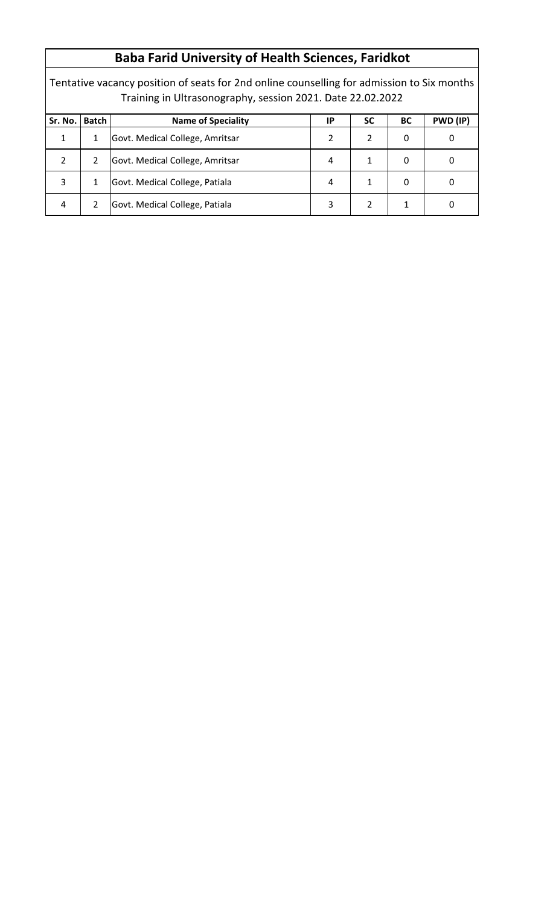# Baba Farid University of Health Sciences, Faridkot

Tentative vacancy position of seats for 2nd online counselling for admission to Six months Training in Ultrasonography, session 2021. Date 22.02.2022

| Sr. No. | Batch | Name of Speciality | IP | SC | BC | PWD (IP) |
|---|---|---|---|---|---|---|
| 1 | 1 | Govt. Medical College, Amritsar | 2 | 2 | 0 | 0 |
| 2 | 2 | Govt. Medical College, Amritsar | 4 | 1 | 0 | 0 |
| 3 | 1 | Govt. Medical College, Patiala | 4 | 1 | 0 | 0 |
| 4 | 2 | Govt. Medical College, Patiala | 3 | 2 | 1 | 0 |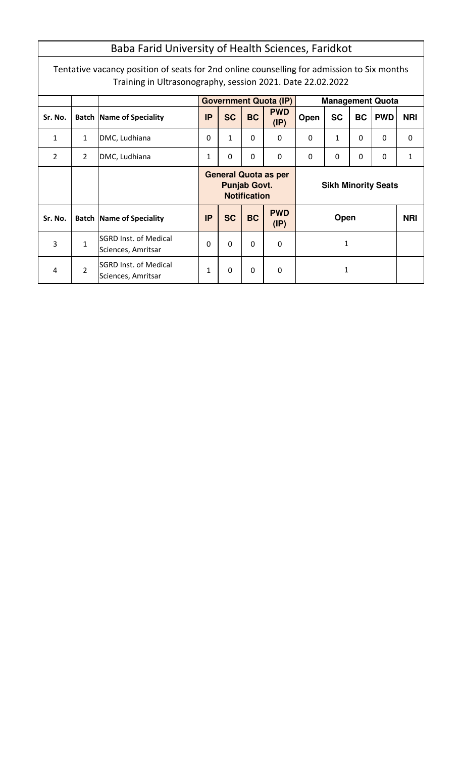# Baba Farid University of Health Sciences, Faridkot

Tentative vacancy position of seats for 2nd online counselling for admission to Six months Training in Ultrasonography, session 2021. Date 22.02.2022

| | | | Government Quota (IP) | | | | Management Quota | | | | |
|---|---|---|---|---|---|---|---|---|---|---|---|
| Sr. No. | Batch | Name of Speciality | IP | SC | BC | PWD (IP) | Open | SC | BC | PWD | NRI |
| 1 | 1 | DMC, Ludhiana | 0 | 1 | 0 | 0 | 0 | 1 | 0 | 0 | 0 |
| 2 | 2 | DMC, Ludhiana | 1 | 0 | 0 | 0 | 0 | 0 | 0 | 0 | 1 |
| | | | General Quota as per Punjab Govt. Notification | | | | Sikh Minority Seats | | | | |
| Sr. No. | Batch | Name of Speciality | IP | SC | BC | PWD (IP) | Open | | | | NRI |
| 3 | 1 | SGRD Inst. of Medical Sciences, Amritsar | 0 | 0 | 0 | 0 | 1 | | | | |
| 4 | 2 | SGRD Inst. of Medical Sciences, Amritsar | 1 | 0 | 0 | 0 | 1 | | | | |